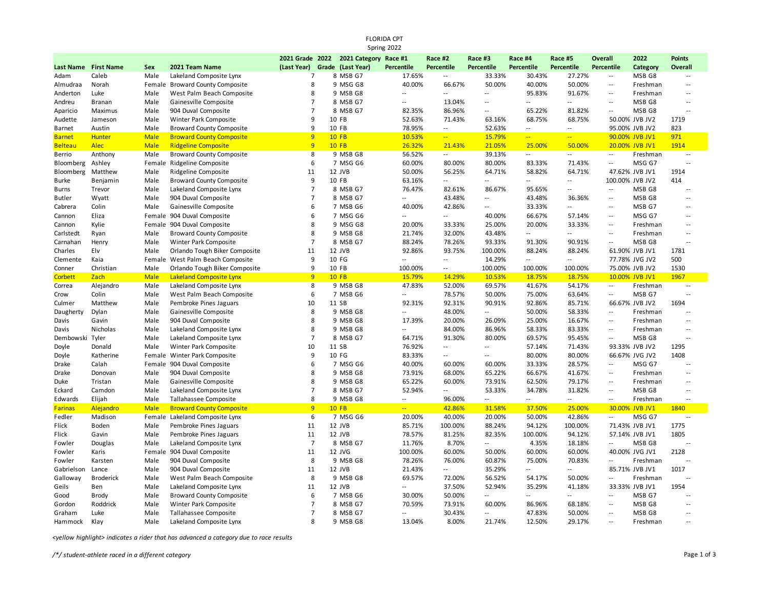# FLORIDA CPT
## Spring 2022

| Last Name | First Name | Sex | 2021 Team Name | 2021 Grade (Last Year) | 2022 Grade | 2021 Category (Last Year) | Race #1 Percentile | Race #2 Percentile | Race #3 Percentile | Race #4 Percentile | Race #5 Percentile | Overall Percentile | 2022 Category | Points Overall |
|---|---|---|---|---|---|---|---|---|---|---|---|---|---|---|
| Adam | Caleb | Male | Lakeland Composite Lynx | 7 | 8 | MSB G7 | 17.65% | -- | 33.33% | 30.43% | 27.27% | -- | MSB G8 | -- |
| Almudraa | Norah | Female | Broward County Composite | 8 | 9 | MSG G8 | 40.00% | 66.67% | 50.00% | 40.00% | 50.00% | -- | Freshman | -- |
| Anderton | Luke | Male | West Palm Beach Composite | 8 | 9 | MSB G8 | -- | -- | -- | 95.83% | 91.67% | -- | Freshman | -- |
| Andreu | Branan | Male | Gainesville Composite | 7 | 8 | MSB G7 | -- | 13.04% | -- | -- | -- | -- | MSB G8 | -- |
| Aparicio | Maximus | Male | 904 Duval Composite | 7 | 8 | MSB G7 | 82.35% | 86.96% | -- | 65.22% | 81.82% | -- | MSB G8 | -- |
| Audette | Jameson | Male | Winter Park Composite | 9 | 10 | FB | 52.63% | 71.43% | 63.16% | 68.75% | 68.75% | 50.00% | JVB JV2 | 1719 |
| Barnet | Austin | Male | Broward County Composite | 9 | 10 | FB | 78.95% | -- | 52.63% | -- | -- | 95.00% | JVB JV2 | 823 |
| Barnet | Hunter | Male | Broward County Composite | 9 | 10 | FB | 10.53% | -- | 15.79% | -- | -- | 90.00% | JVB JV1 | 971 |
| Belteau | Alec | Male | Ridgeline Composite | 9 | 10 | FB | 26.32% | 21.43% | 21.05% | 25.00% | 50.00% | 20.00% | JVB JV1 | 1914 |
| Berrio | Anthony | Male | Broward County Composite | 8 | 9 | MSB G8 | 56.52% | -- | 39.13% | -- | -- | -- | Freshman | -- |
| Bloomberg | Ashley | Female | Ridgeline Composite | 6 | 7 | MSG G6 | 60.00% | 80.00% | 80.00% | 83.33% | 71.43% | -- | MSG G7 | -- |
| Bloomberg | Matthew | Male | Ridgeline Composite | 11 | 12 | JVB | 50.00% | 56.25% | 64.71% | 58.82% | 64.71% | 47.62% | JVB JV1 | 1914 |
| Burke | Benjamin | Male | Broward County Composite | 9 | 10 | FB | 63.16% | -- | -- | -- | -- | 100.00% | JVB JV2 | 414 |
| Burns | Trevor | Male | Lakeland Composite Lynx | 7 | 8 | MSB G7 | 76.47% | 82.61% | 86.67% | 95.65% | -- | -- | MSB G8 | -- |
| Butler | Wyatt | Male | 904 Duval Composite | 7 | 8 | MSB G7 | -- | 43.48% | -- | 43.48% | 36.36% | -- | MSB G8 | -- |
| Cabrera | Colin | Male | Gainesville Composite | 6 | 7 | MSB G6 | 40.00% | 42.86% | -- | 33.33% | -- | -- | MSB G7 | -- |
| Cannon | Eliza | Female | 904 Duval Composite | 6 | 7 | MSG G6 | -- | -- | 40.00% | 66.67% | 57.14% | -- | MSG G7 | -- |
| Cannon | Kylie | Female | 904 Duval Composite | 8 | 9 | MSG G8 | 20.00% | 33.33% | 25.00% | 20.00% | 33.33% | -- | Freshman | -- |
| Carlstedt | Ryan | Male | Broward County Composite | 8 | 9 | MSB G8 | 21.74% | 32.00% | 43.48% | -- | -- | -- | Freshman | -- |
| Carnahan | Henry | Male | Winter Park Composite | 7 | 8 | MSB G7 | 88.24% | 78.26% | 93.33% | 91.30% | 90.91% | -- | MSB G8 | -- |
| Charles | Elv | Male | Orlando Tough Biker Composite | 11 | 12 | JVB | 92.86% | 93.75% | 100.00% | 88.24% | 88.24% | 61.90% | JVB JV1 | 1781 |
| Clemente | Kaia | Female | West Palm Beach Composite | 9 | 10 | FG | -- | -- | 14.29% | -- | -- | 77.78% | JVG JV2 | 500 |
| Conner | Christian | Male | Orlando Tough Biker Composite | 9 | 10 | FB | 100.00% | -- | 100.00% | 100.00% | 100.00% | 75.00% | JVB JV2 | 1530 |
| Corbett | Zach | Male | Lakeland Composite Lynx | 9 | 10 | FB | 15.79% | 14.29% | 10.53% | 18.75% | 18.75% | 10.00% | JVB JV1 | 1967 |
| Correa | Alejandro | Male | Lakeland Composite Lynx | 8 | 9 | MSB G8 | 47.83% | 52.00% | 69.57% | 41.67% | 54.17% | -- | Freshman | -- |
| Crow | Colin | Male | West Palm Beach Composite | 6 | 7 | MSB G6 | -- | 78.57% | 50.00% | 75.00% | 63.64% | -- | MSB G7 | -- |
| Culmer | Matthew | Male | Pembroke Pines Jaguars | 10 | 11 | SB | 92.31% | 92.31% | 90.91% | 92.86% | 85.71% | 66.67% | JVB JV2 | 1694 |
| Daugherty | Dylan | Male | Gainesville Composite | 8 | 9 | MSB G8 | -- | 48.00% | -- | 50.00% | 58.33% | -- | Freshman | -- |
| Davis | Gavin | Male | 904 Duval Composite | 8 | 9 | MSB G8 | 17.39% | 20.00% | 26.09% | 25.00% | 16.67% | -- | Freshman | -- |
| Davis | Nicholas | Male | Lakeland Composite Lynx | 8 | 9 | MSB G8 | -- | 84.00% | 86.96% | 58.33% | 83.33% | -- | Freshman | -- |
| Dembowski | Tyler | Male | Lakeland Composite Lynx | 7 | 8 | MSB G7 | 64.71% | 91.30% | 80.00% | 69.57% | 95.45% | -- | MSB G8 | -- |
| Doyle | Donald | Male | Winter Park Composite | 10 | 11 | SB | 76.92% | -- | -- | 57.14% | 71.43% | 93.33% | JVB JV2 | 1295 |
| Doyle | Katherine | Female | Winter Park Composite | 9 | 10 | FG | 83.33% | -- | -- | 80.00% | 80.00% | 66.67% | JVG JV2 | 1408 |
| Drake | Calah | Female | 904 Duval Composite | 6 | 7 | MSG G6 | 40.00% | 60.00% | 60.00% | 33.33% | 28.57% | -- | MSG G7 | -- |
| Drake | Donovan | Male | 904 Duval Composite | 8 | 9 | MSB G8 | 73.91% | 68.00% | 65.22% | 66.67% | 41.67% | -- | Freshman | -- |
| Duke | Tristan | Male | Gainesville Composite | 8 | 9 | MSB G8 | 65.22% | 60.00% | 73.91% | 62.50% | 79.17% | -- | Freshman | -- |
| Eckard | Camdon | Male | Lakeland Composite Lynx | 7 | 8 | MSB G7 | 52.94% | -- | 53.33% | 34.78% | 31.82% | -- | MSB G8 | -- |
| Edwards | Elijah | Male | Tallahassee Composite | 8 | 9 | MSB G8 | -- | 96.00% | -- | -- | -- | -- | Freshman | -- |
| Farinas | Alejandro | Male | Broward County Composite | 9 | 10 | FB | -- | 42.86% | 31.58% | 37.50% | 25.00% | 30.00% | JVB JV1 | 1840 |
| Fedler | Madison | Female | Lakeland Composite Lynx | 6 | 7 | MSG G6 | 20.00% | 40.00% | 20.00% | 50.00% | 42.86% | -- | MSG G7 | -- |
| Flick | Boden | Male | Pembroke Pines Jaguars | 11 | 12 | JVB | 85.71% | 100.00% | 88.24% | 94.12% | 100.00% | 71.43% | JVB JV1 | 1775 |
| Flick | Gavin | Male | Pembroke Pines Jaguars | 11 | 12 | JVB | 78.57% | 81.25% | 82.35% | 100.00% | 94.12% | 57.14% | JVB JV1 | 1805 |
| Fowler | Douglas | Male | Lakeland Composite Lynx | 7 | 8 | MSB G7 | 11.76% | 8.70% | -- | 4.35% | 18.18% | -- | MSB G8 | -- |
| Fowler | Karis | Female | 904 Duval Composite | 11 | 12 | JVG | 100.00% | 60.00% | 50.00% | 60.00% | 60.00% | 40.00% | JVG JV1 | 2128 |
| Fowler | Karsten | Male | 904 Duval Composite | 8 | 9 | MSB G8 | 78.26% | 76.00% | 60.87% | 75.00% | 70.83% | -- | Freshman | -- |
| Gabrielson | Lance | Male | 904 Duval Composite | 11 | 12 | JVB | 21.43% | -- | 35.29% | -- | -- | 85.71% | JVB JV1 | 1017 |
| Galloway | Broderick | Male | West Palm Beach Composite | 8 | 9 | MSB G8 | 69.57% | 72.00% | 56.52% | 54.17% | 50.00% | -- | Freshman | -- |
| Geils | Ben | Male | Lakeland Composite Lynx | 11 | 12 | JVB | -- | 37.50% | 52.94% | 35.29% | 41.18% | 33.33% | JVB JV1 | 1954 |
| Good | Brody | Male | Broward County Composite | 6 | 7 | MSB G6 | 30.00% | 50.00% | -- | -- | -- | -- | MSB G7 | -- |
| Gordon | Roddrick | Male | Winter Park Composite | 7 | 8 | MSB G7 | 70.59% | 73.91% | 60.00% | 86.96% | 68.18% | -- | MSB G8 | -- |
| Graham | Luke | Male | Tallahassee Composite | 7 | 8 | MSB G7 | -- | 30.43% | -- | 47.83% | 50.00% | -- | MSB G8 | -- |
| Hammock | Klay | Male | Lakeland Composite Lynx | 8 | 9 | MSB G8 | 13.04% | 8.00% | 21.74% | 12.50% | 29.17% | -- | Freshman | -- |

*<yellow highlight> indicates a rider that has advanced a category due to race results*

*/*/ student-athlete raced in a different category*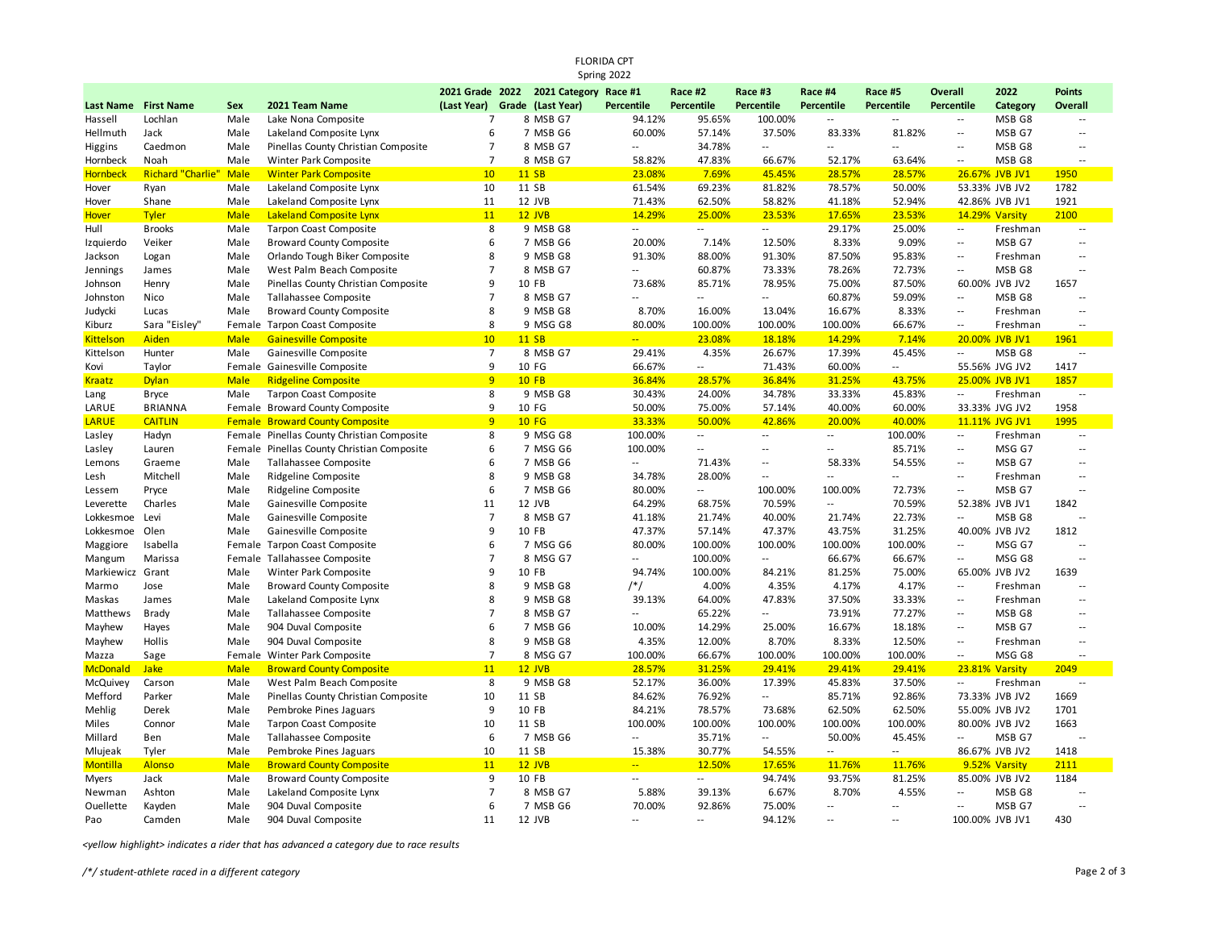FLORIDA CPT
Spring 2022

| Last Name | First Name | Sex | 2021 Team Name | 2021 Grade (Last Year) | 2022 Grade | 2021 Category (Last Year) | Race #1 Percentile | Race #2 Percentile | Race #3 Percentile | Race #4 Percentile | Race #5 Percentile | Overall Percentile | 2022 Category | Points Overall |
|---|---|---|---|---|---|---|---|---|---|---|---|---|---|---|
| Hassell | Lochlan | Male | Lake Nona Composite | 7 | 8 | MSB G7 | 94.12% | 95.65% | 100.00% | -- | -- | -- | MSB G8 | -- |
| Hellmuth | Jack | Male | Lakeland Composite Lynx | 6 | 7 | MSB G6 | 60.00% | 57.14% | 37.50% | 83.33% | 81.82% | -- | MSB G7 | -- |
| Higgins | Caedmon | Male | Pinellas County Christian Composite | 7 | 8 | MSB G7 | -- | 34.78% | -- | -- | -- | -- | MSB G8 | -- |
| Hornbeck | Noah | Male | Winter Park Composite | 7 | 8 | MSB G7 | 58.82% | 47.83% | 66.67% | 52.17% | 63.64% | -- | MSB G8 | -- |
| Hornbeck | Richard "Charlie" | Male | Winter Park Composite | 10 | 11 | SB | 23.08% | 7.69% | 45.45% | 28.57% | 28.57% | 26.67% | JVB JV1 | 1950 |
| Hover | Ryan | Male | Lakeland Composite Lynx | 10 | 11 | SB | 61.54% | 69.23% | 81.82% | 78.57% | 50.00% | 53.33% | JVB JV2 | 1782 |
| Hover | Shane | Male | Lakeland Composite Lynx | 11 | 12 | JVB | 71.43% | 62.50% | 58.82% | 41.18% | 52.94% | 42.86% | JVB JV1 | 1921 |
| Hover | Tyler | Male | Lakeland Composite Lynx | 11 | 12 | JVB | 14.29% | 25.00% | 23.53% | 17.65% | 23.53% | 14.29% | Varsity | 2100 |
| Hull | Brooks | Male | Tarpon Coast Composite | 8 | 9 | MSB G8 | -- | -- | -- | 29.17% | 25.00% | -- | Freshman | -- |
| Izquierdo | Veiker | Male | Broward County Composite | 6 | 7 | MSB G6 | 20.00% | 7.14% | 12.50% | 8.33% | 9.09% | -- | MSB G7 | -- |
| Jackson | Logan | Male | Orlando Tough Biker Composite | 8 | 9 | MSB G8 | 91.30% | 88.00% | 91.30% | 87.50% | 95.83% | -- | Freshman | -- |
| Jennings | James | Male | West Palm Beach Composite | 7 | 8 | MSB G7 | -- | 60.87% | 73.33% | 78.26% | 72.73% | -- | MSB G8 | -- |
| Johnson | Henry | Male | Pinellas County Christian Composite | 9 | 10 | FB | 73.68% | 85.71% | 78.95% | 75.00% | 87.50% | 60.00% | JVB JV2 | 1657 |
| Johnston | Nico | Male | Tallahassee Composite | 7 | 8 | MSB G7 | -- | -- | -- | 60.87% | 59.09% | -- | MSB G8 | -- |
| Judycki | Lucas | Male | Broward County Composite | 8 | 9 | MSB G8 | 8.70% | 16.00% | 13.04% | 16.67% | 8.33% | -- | Freshman | -- |
| Kiburz | Sara "Eisley" | Female | Tarpon Coast Composite | 8 | 9 | MSG G8 | 80.00% | 100.00% | 100.00% | 100.00% | 66.67% | -- | Freshman | -- |
| Kittelson | Aiden | Male | Gainesville Composite | 10 | 11 | SB | -- | 23.08% | 18.18% | 14.29% | 7.14% | 20.00% | JVB JV1 | 1961 |
| Kittelson | Hunter | Male | Gainesville Composite | 7 | 8 | MSB G7 | 29.41% | 4.35% | 26.67% | 17.39% | 45.45% | -- | MSB G8 | -- |
| Kovi | Taylor | Female | Gainesville Composite | 9 | 10 | FG | 66.67% | -- | 71.43% | 60.00% | -- | 55.56% | JVG JV2 | 1417 |
| Kraatz | Dylan | Male | Ridgeline Composite | 9 | 10 | FB | 36.84% | 28.57% | 36.84% | 31.25% | 43.75% | 25.00% | JVB JV1 | 1857 |
| Lang | Bryce | Male | Tarpon Coast Composite | 8 | 9 | MSB G8 | 30.43% | 24.00% | 34.78% | 33.33% | 45.83% | -- | Freshman | -- |
| LARUE | BRIANNA | Female | Broward County Composite | 9 | 10 | FG | 50.00% | 75.00% | 57.14% | 40.00% | 60.00% | 33.33% | JVG JV2 | 1958 |
| LARUE | CAITLIN | Female | Broward County Composite | 9 | 10 | FG | 33.33% | 50.00% | 42.86% | 20.00% | 40.00% | 11.11% | JVG JV1 | 1995 |
| Lasley | Hadyn | Female | Pinellas County Christian Composite | 8 | 9 | MSG G8 | 100.00% | -- | -- | -- | 100.00% | -- | Freshman | -- |
| Lasley | Lauren | Female | Pinellas County Christian Composite | 6 | 7 | MSG G6 | 100.00% | -- | -- | -- | 85.71% | -- | MSG G7 | -- |
| Lemons | Graeme | Male | Tallahassee Composite | 6 | 7 | MSB G6 | -- | 71.43% | -- | 58.33% | 54.55% | -- | MSB G7 | -- |
| Lesh | Mitchell | Male | Ridgeline Composite | 8 | 9 | MSB G8 | 34.78% | 28.00% | -- | -- | -- | -- | Freshman | -- |
| Lessem | Pryce | Male | Ridgeline Composite | 6 | 7 | MSB G6 | 80.00% | -- | 100.00% | 100.00% | 72.73% | -- | MSB G7 | -- |
| Leverette | Charles | Male | Gainesville Composite | 11 | 12 | JVB | 64.29% | 68.75% | 70.59% | -- | 70.59% | 52.38% | JVB JV1 | 1842 |
| Lokkesmoe | Levi | Male | Gainesville Composite | 7 | 8 | MSB G7 | 41.18% | 21.74% | 40.00% | 21.74% | 22.73% | -- | MSB G8 | -- |
| Lokkesmoe | Olen | Male | Gainesville Composite | 9 | 10 | FB | 47.37% | 57.14% | 47.37% | 43.75% | 31.25% | 40.00% | JVB JV2 | 1812 |
| Maggiore | Isabella | Female | Tarpon Coast Composite | 6 | 7 | MSG G6 | 80.00% | 100.00% | 100.00% | 100.00% | 100.00% | -- | MSG G7 | -- |
| Mangum | Marissa | Female | Tallahassee Composite | 7 | 8 | MSG G7 | -- | 100.00% | -- | 66.67% | 66.67% | -- | MSG G8 | -- |
| Markiewicz | Grant | Male | Winter Park Composite | 9 | 10 | FB | 94.74% | 100.00% | 84.21% | 81.25% | 75.00% | 65.00% | JVB JV2 | 1639 |
| Marmo | Jose | Male | Broward County Composite | 8 | 9 | MSB G8 | /*/ | 4.00% | 4.35% | 4.17% | 4.17% | -- | Freshman | -- |
| Maskas | James | Male | Lakeland Composite Lynx | 8 | 9 | MSB G8 | 39.13% | 64.00% | 47.83% | 37.50% | 33.33% | -- | Freshman | -- |
| Matthews | Brady | Male | Tallahassee Composite | 7 | 8 | MSB G7 | -- | 65.22% | -- | 73.91% | 77.27% | -- | MSB G8 | -- |
| Mayhew | Hayes | Male | 904 Duval Composite | 6 | 7 | MSB G6 | 10.00% | 14.29% | 25.00% | 16.67% | 18.18% | -- | MSB G7 | -- |
| Mayhew | Hollis | Male | 904 Duval Composite | 8 | 9 | MSB G8 | 4.35% | 12.00% | 8.70% | 8.33% | 12.50% | -- | Freshman | -- |
| Mazza | Sage | Female | Winter Park Composite | 7 | 8 | MSG G7 | 100.00% | 66.67% | 100.00% | 100.00% | 100.00% | -- | MSG G8 | -- |
| McDonald | Jake | Male | Broward County Composite | 11 | 12 | JVB | 28.57% | 31.25% | 29.41% | 29.41% | 29.41% | 23.81% | Varsity | 2049 |
| McQuivey | Carson | Male | West Palm Beach Composite | 8 | 9 | MSB G8 | 52.17% | 36.00% | 17.39% | 45.83% | 37.50% | -- | Freshman | -- |
| Mefford | Parker | Male | Pinellas County Christian Composite | 10 | 11 | SB | 84.62% | 76.92% | -- | 85.71% | 92.86% | 73.33% | JVB JV2 | 1669 |
| Mehlig | Derek | Male | Pembroke Pines Jaguars | 9 | 10 | FB | 84.21% | 78.57% | 73.68% | 62.50% | 62.50% | 55.00% | JVB JV2 | 1701 |
| Miles | Connor | Male | Tarpon Coast Composite | 10 | 11 | SB | 100.00% | 100.00% | 100.00% | 100.00% | 100.00% | 80.00% | JVB JV2 | 1663 |
| Millard | Ben | Male | Tallahassee Composite | 6 | 7 | MSB G6 | -- | 35.71% | -- | 50.00% | 45.45% | -- | MSB G7 | -- |
| Mlujeak | Tyler | Male | Pembroke Pines Jaguars | 10 | 11 | SB | 15.38% | 30.77% | 54.55% | -- | -- | 86.67% | JVB JV2 | 1418 |
| Montilla | Alonso | Male | Broward County Composite | 11 | 12 | JVB | -- | 12.50% | 17.65% | 11.76% | 11.76% | 9.52% | Varsity | 2111 |
| Myers | Jack | Male | Broward County Composite | 9 | 10 | FB | -- | -- | 94.74% | 93.75% | 81.25% | 85.00% | JVB JV2 | 1184 |
| Newman | Ashton | Male | Lakeland Composite Lynx | 7 | 8 | MSB G7 | 5.88% | 39.13% | 6.67% | 8.70% | 4.55% | -- | MSB G8 | -- |
| Ouellette | Kayden | Male | 904 Duval Composite | 6 | 7 | MSB G6 | 70.00% | 92.86% | 75.00% | -- | -- | -- | MSB G7 | -- |
| Pao | Camden | Male | 904 Duval Composite | 11 | 12 | JVB | -- | -- | 94.12% | -- | -- | 100.00% | JVB JV1 | 430 |

*<yellow highlight> indicates a rider that has advanced a category due to race results*

*/*/ student-athlete raced in a different category*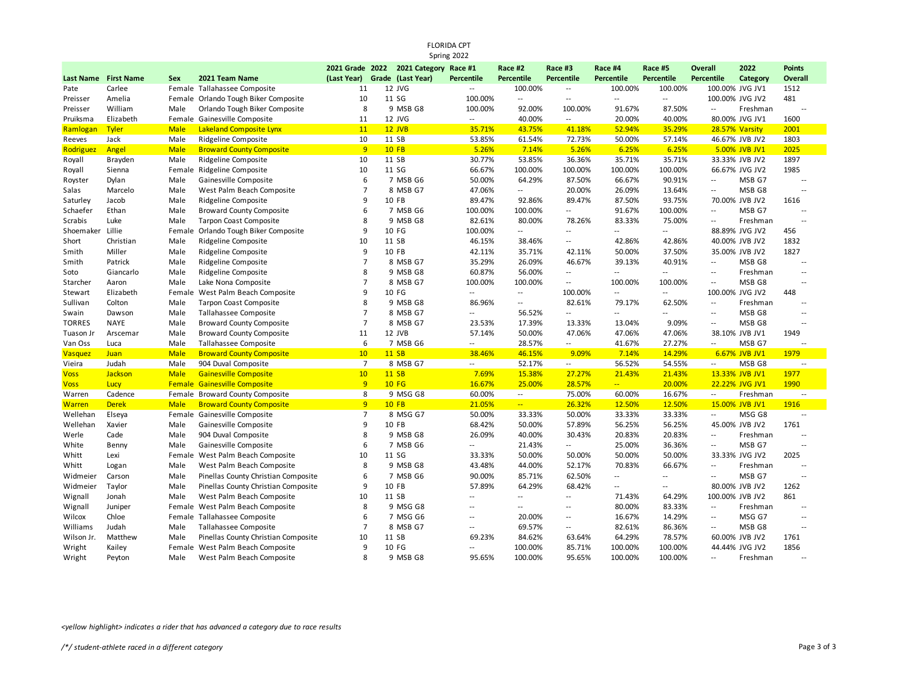FLORIDA CPT
Spring 2022

| Last Name | First Name | Sex | 2021 Team Name | 2021 Grade (Last Year) | 2022 Grade | 2021 Category (Last Year) | Race #1 Percentile | Race #2 Percentile | Race #3 Percentile | Race #4 Percentile | Race #5 Percentile | Overall Percentile | 2022 Category | Points Overall |
|---|---|---|---|---|---|---|---|---|---|---|---|---|---|---|
| Pate | Carlee | Female | Tallahassee Composite | 11 | 12 | JVG | -- | 100.00% | -- | 100.00% | 100.00% | 100.00% | JVG JV1 | 1512 |
| Preisser | Amelia | Female | Orlando Tough Biker Composite | 10 | 11 | SG | 100.00% | -- | -- | -- | -- | 100.00% | JVG JV2 | 481 |
| Preisser | William | Male | Orlando Tough Biker Composite | 8 | 9 | MSB G8 | 100.00% | 92.00% | 100.00% | 91.67% | 87.50% | -- | Freshman | -- |
| Pruiksma | Elizabeth | Female | Gainesville Composite | 11 | 12 | JVG | -- | 40.00% | -- | 20.00% | 40.00% | 80.00% | JVG JV1 | 1600 |
| Ramlogan | Tyler | Male | Lakeland Composite Lynx | 11 | 12 | JVB | 35.71% | 43.75% | 41.18% | 52.94% | 35.29% | 28.57% | Varsity | 2001 |
| Reeves | Jack | Male | Ridgeline Composite | 10 | 11 | SB | 53.85% | 61.54% | 72.73% | 50.00% | 57.14% | 46.67% | JVB JV2 | 1803 |
| Rodriguez | Angel | Male | Broward County Composite | 9 | 10 | FB | 5.26% | 7.14% | 5.26% | 6.25% | 6.25% | 5.00% | JVB JV1 | 2025 |
| Royall | Brayden | Male | Ridgeline Composite | 10 | 11 | SB | 30.77% | 53.85% | 36.36% | 35.71% | 35.71% | 33.33% | JVB JV2 | 1897 |
| Royall | Sienna | Female | Ridgeline Composite | 10 | 11 | SG | 66.67% | 100.00% | 100.00% | 100.00% | 100.00% | 66.67% | JVG JV2 | 1985 |
| Royster | Dylan | Male | Gainesville Composite | 6 | 7 | MSB G6 | 50.00% | 64.29% | 87.50% | 66.67% | 90.91% | -- | MSB G7 | -- |
| Salas | Marcelo | Male | West Palm Beach Composite | 7 | 8 | MSB G7 | 47.06% | -- | 20.00% | 26.09% | 13.64% | -- | MSB G8 | -- |
| Saturley | Jacob | Male | Ridgeline Composite | 9 | 10 | FB | 89.47% | 92.86% | 89.47% | 87.50% | 93.75% | 70.00% | JVB JV2 | 1616 |
| Schaefer | Ethan | Male | Broward County Composite | 6 | 7 | MSB G6 | 100.00% | 100.00% | -- | 91.67% | 100.00% | -- | MSB G7 | -- |
| Scrabis | Luke | Male | Tarpon Coast Composite | 8 | 9 | MSB G8 | 82.61% | 80.00% | 78.26% | 83.33% | 75.00% | -- | Freshman | -- |
| Shoemaker | Lillie | Female | Orlando Tough Biker Composite | 9 | 10 | FG | 100.00% | -- | -- | -- | -- | 88.89% | JVG JV2 | 456 |
| Short | Christian | Male | Ridgeline Composite | 10 | 11 | SB | 46.15% | 38.46% | -- | 42.86% | 42.86% | 40.00% | JVB JV2 | 1832 |
| Smith | Miller | Male | Ridgeline Composite | 9 | 10 | FB | 42.11% | 35.71% | 42.11% | 50.00% | 37.50% | 35.00% | JVB JV2 | 1827 |
| Smith | Patrick | Male | Ridgeline Composite | 7 | 8 | MSB G7 | 35.29% | 26.09% | 46.67% | 39.13% | 40.91% | -- | MSB G8 | -- |
| Soto | Giancarlo | Male | Ridgeline Composite | 8 | 9 | MSB G8 | 60.87% | 56.00% | -- | -- | -- | -- | Freshman | -- |
| Starcher | Aaron | Male | Lake Nona Composite | 7 | 8 | MSB G7 | 100.00% | 100.00% | -- | 100.00% | 100.00% | -- | MSB G8 | -- |
| Stewart | Elizabeth | Female | West Palm Beach Composite | 9 | 10 | FG | -- | -- | 100.00% | -- | -- | 100.00% | JVG JV2 | 448 |
| Sullivan | Colton | Male | Tarpon Coast Composite | 8 | 9 | MSB G8 | 86.96% | -- | 82.61% | 79.17% | 62.50% | -- | Freshman | -- |
| Swain | Dawson | Male | Tallahassee Composite | 7 | 8 | MSB G7 | -- | 56.52% | -- | -- | -- | -- | MSB G8 | -- |
| TORRES | NAYE | Male | Broward County Composite | 7 | 8 | MSB G7 | 23.53% | 17.39% | 13.33% | 13.04% | 9.09% | -- | MSB G8 | -- |
| Tuason Jr | Arscemar | Male | Broward County Composite | 11 | 12 | JVB | 57.14% | 50.00% | 47.06% | 47.06% | 47.06% | 38.10% | JVB JV1 | 1949 |
| Van Oss | Luca | Male | Tallahassee Composite | 6 | 7 | MSB G6 | -- | 28.57% | -- | 41.67% | 27.27% | -- | MSB G7 | -- |
| Vasquez | Juan | Male | Broward County Composite | 10 | 11 | SB | 38.46% | 46.15% | 9.09% | 7.14% | 14.29% | 6.67% | JVB JV1 | 1979 |
| Vieira | Judah | Male | 904 Duval Composite | 7 | 8 | MSB G7 | -- | 52.17% | -- | 56.52% | 54.55% | -- | MSB G8 | -- |
| Voss | Jackson | Male | Gainesville Composite | 10 | 11 | SB | 7.69% | 15.38% | 27.27% | 21.43% | 21.43% | 13.33% | JVB JV1 | 1977 |
| Voss | Lucy | Female | Gainesville Composite | 9 | 10 | FG | 16.67% | 25.00% | 28.57% | -- | 20.00% | 22.22% | JVG JV1 | 1990 |
| Warren | Cadence | Female | Broward County Composite | 8 | 9 | MSG G8 | 60.00% | -- | 75.00% | 60.00% | 16.67% | -- | Freshman | -- |
| Warren | Derek | Male | Broward County Composite | 9 | 10 | FB | 21.05% | -- | 26.32% | 12.50% | 12.50% | 15.00% | JVB JV1 | 1916 |
| Wellehan | Elseya | Female | Gainesville Composite | 7 | 8 | MSG G7 | 50.00% | 33.33% | 50.00% | 33.33% | 33.33% | -- | MSG G8 | -- |
| Wellehan | Xavier | Male | Gainesville Composite | 9 | 10 | FB | 68.42% | 50.00% | 57.89% | 56.25% | 56.25% | 45.00% | JVB JV2 | 1761 |
| Werle | Cade | Male | 904 Duval Composite | 8 | 9 | MSB G8 | 26.09% | 40.00% | 30.43% | 20.83% | 20.83% | -- | Freshman | -- |
| White | Benny | Male | Gainesville Composite | 6 | 7 | MSB G6 | -- | 21.43% | -- | 25.00% | 36.36% | -- | MSB G7 | -- |
| Whitt | Lexi | Female | West Palm Beach Composite | 10 | 11 | SG | 33.33% | 50.00% | 50.00% | 50.00% | 50.00% | 33.33% | JVG JV2 | 2025 |
| Whitt | Logan | Male | West Palm Beach Composite | 8 | 9 | MSB G8 | 43.48% | 44.00% | 52.17% | 70.83% | 66.67% | -- | Freshman | -- |
| Widmeier | Carson | Male | Pinellas County Christian Composite | 6 | 7 | MSB G6 | 90.00% | 85.71% | 62.50% | -- | -- | -- | MSB G7 | -- |
| Widmeier | Taylor | Male | Pinellas County Christian Composite | 9 | 10 | FB | 57.89% | 64.29% | 68.42% | -- | -- | 80.00% | JVB JV2 | 1262 |
| Wignall | Jonah | Male | West Palm Beach Composite | 10 | 11 | SB | -- | -- | -- | 71.43% | 64.29% | 100.00% | JVB JV2 | 861 |
| Wignall | Juniper | Female | West Palm Beach Composite | 8 | 9 | MSG G8 | -- | -- | -- | 80.00% | 83.33% | -- | Freshman | -- |
| Wilcox | Chloe | Female | Tallahassee Composite | 6 | 7 | MSG G6 | -- | 20.00% | -- | 16.67% | 14.29% | -- | MSG G7 | -- |
| Williams | Judah | Male | Tallahassee Composite | 7 | 8 | MSB G7 | -- | 69.57% | -- | 82.61% | 86.36% | -- | MSB G8 | -- |
| Wilson Jr. | Matthew | Male | Pinellas County Christian Composite | 10 | 11 | SB | 69.23% | 84.62% | 63.64% | 64.29% | 78.57% | 60.00% | JVB JV2 | 1761 |
| Wright | Kailey | Female | West Palm Beach Composite | 9 | 10 | FG | -- | 100.00% | 85.71% | 100.00% | 100.00% | 44.44% | JVG JV2 | 1856 |
| Wright | Peyton | Male | West Palm Beach Composite | 8 | 9 | MSB G8 | 95.65% | 100.00% | 95.65% | 100.00% | 100.00% | -- | Freshman | -- |

*<yellow highlight> indicates a rider that has advanced a category due to race results*

*/*/ student-athlete raced in a different category*